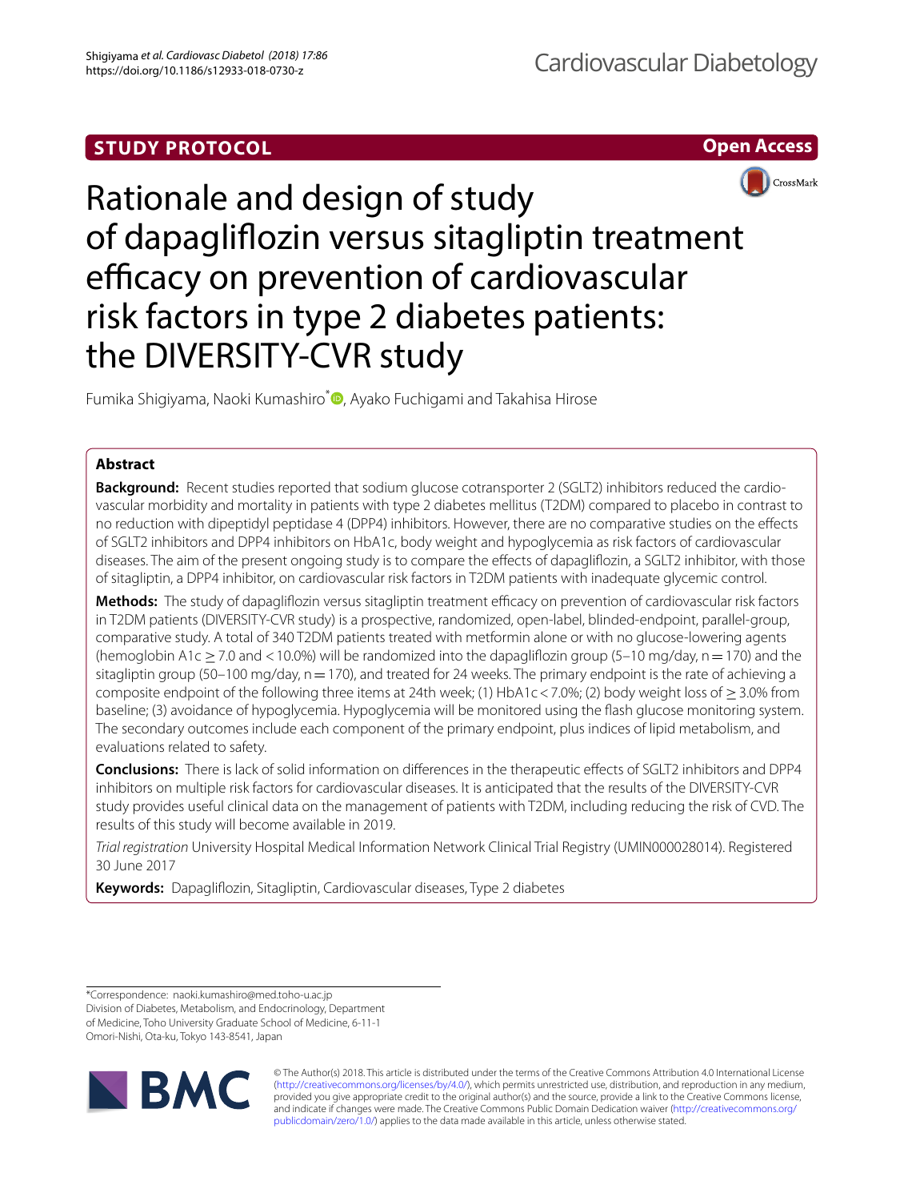STUDY PROTOCOL

Open Access

# Rationale and design of study of dapagliflozin versus sitagliptin treatment efficacy on prevention of cardiovascular risk factors in type 2 diabetes patients: the DIVERSITY-CVR study

Fumika Shigiyama, Naoki Kumashiro*, Ayako Fuchigami and Takahisa Hirose

## Abstract

**Background:** Recent studies reported that sodium glucose cotransporter 2 (SGLT2) inhibitors reduced the cardiovascular morbidity and mortality in patients with type 2 diabetes mellitus (T2DM) compared to placebo in contrast to no reduction with dipeptidyl peptidase 4 (DPP4) inhibitors. However, there are no comparative studies on the effects of SGLT2 inhibitors and DPP4 inhibitors on HbA1c, body weight and hypoglycemia as risk factors of cardiovascular diseases. The aim of the present ongoing study is to compare the effects of dapagliflozin, a SGLT2 inhibitor, with those of sitagliptin, a DPP4 inhibitor, on cardiovascular risk factors in T2DM patients with inadequate glycemic control.

**Methods:** The study of dapagliflozin versus sitagliptin treatment efficacy on prevention of cardiovascular risk factors in T2DM patients (DIVERSITY-CVR study) is a prospective, randomized, open-label, blinded-endpoint, parallel-group, comparative study. A total of 340 T2DM patients treated with metformin alone or with no glucose-lowering agents (hemoglobin A1c $\geq$ 7.0 and < 10.0%) will be randomized into the dapagliflozin group (5–10 mg/day, n = 170) and the sitagliptin group (50–100 mg/day, n = 170), and treated for 24 weeks. The primary endpoint is the rate of achieving a composite endpoint of the following three items at 24th week; (1) HbA1c < 7.0%; (2) body weight loss of $\geq$ 3.0% from baseline; (3) avoidance of hypoglycemia. Hypoglycemia will be monitored using the flash glucose monitoring system. The secondary outcomes include each component of the primary endpoint, plus indices of lipid metabolism, and evaluations related to safety.

**Conclusions:** There is lack of solid information on differences in the therapeutic effects of SGLT2 inhibitors and DPP4 inhibitors on multiple risk factors for cardiovascular diseases. It is anticipated that the results of the DIVERSITY-CVR study provides useful clinical data on the management of patients with T2DM, including reducing the risk of CVD. The results of this study will become available in 2019.

*Trial registration* University Hospital Medical Information Network Clinical Trial Registry (UMIN000028014). Registered 30 June 2017

**Keywords:** Dapagliflozin, Sitagliptin, Cardiovascular diseases, Type 2 diabetes

*Correspondence: naoki.kumashiro@med.toho-u.ac.jp
Division of Diabetes, Metabolism, and Endocrinology, Department of Medicine, Toho University Graduate School of Medicine, 6-11-1 Omori-Nishi, Ota-ku, Tokyo 143-8541, Japan

© The Author(s) 2018. This article is distributed under the terms of the Creative Commons Attribution 4.0 International License (http://creativecommons.org/licenses/by/4.0/), which permits unrestricted use, distribution, and reproduction in any medium, provided you give appropriate credit to the original author(s) and the source, provide a link to the Creative Commons license, and indicate if changes were made. The Creative Commons Public Domain Dedication waiver (http://creativecommons.org/publicdomain/zero/1.0/) applies to the data made available in this article, unless otherwise stated.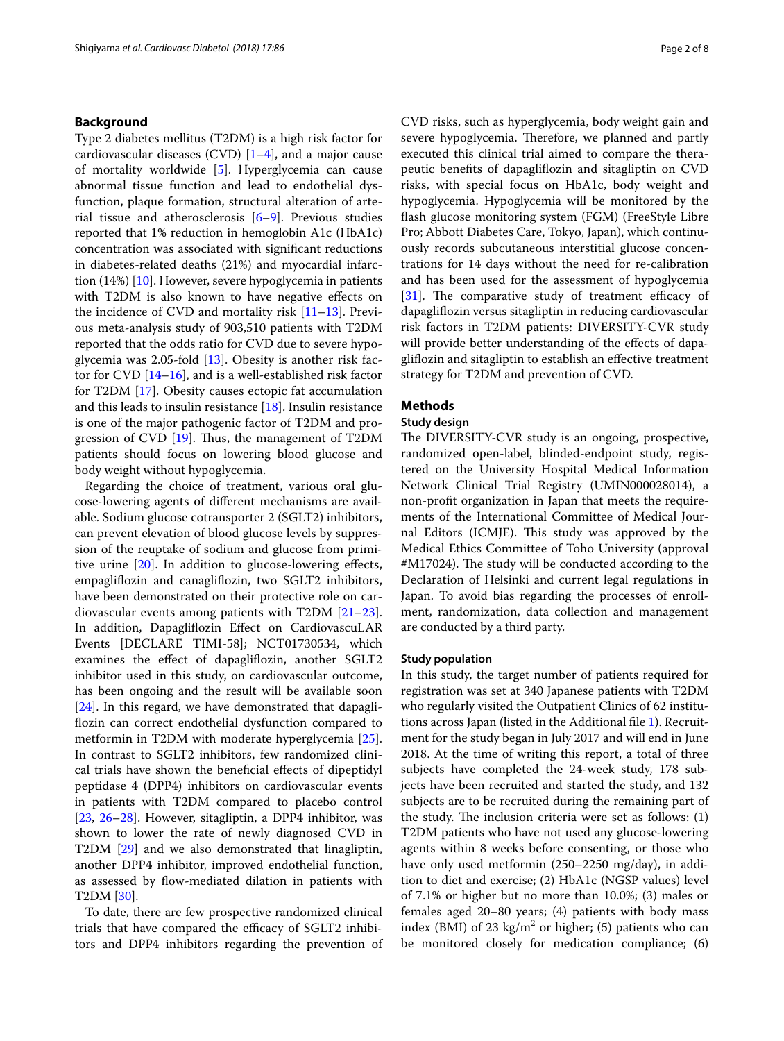## Background

Type 2 diabetes mellitus (T2DM) is a high risk factor for cardiovascular diseases (CVD) [1–4], and a major cause of mortality worldwide [5]. Hyperglycemia can cause abnormal tissue function and lead to endothelial dysfunction, plaque formation, structural alteration of arterial tissue and atherosclerosis [6–9]. Previous studies reported that 1% reduction in hemoglobin A1c (HbA1c) concentration was associated with significant reductions in diabetes-related deaths (21%) and myocardial infarction (14%) [10]. However, severe hypoglycemia in patients with T2DM is also known to have negative effects on the incidence of CVD and mortality risk [11–13]. Previous meta-analysis study of 903,510 patients with T2DM reported that the odds ratio for CVD due to severe hypoglycemia was 2.05-fold [13]. Obesity is another risk factor for CVD [14–16], and is a well-established risk factor for T2DM [17]. Obesity causes ectopic fat accumulation and this leads to insulin resistance [18]. Insulin resistance is one of the major pathogenic factor of T2DM and progression of CVD [19]. Thus, the management of T2DM patients should focus on lowering blood glucose and body weight without hypoglycemia.

Regarding the choice of treatment, various oral glucose-lowering agents of different mechanisms are available. Sodium glucose cotransporter 2 (SGLT2) inhibitors, can prevent elevation of blood glucose levels by suppression of the reuptake of sodium and glucose from primitive urine [20]. In addition to glucose-lowering effects, empagliflozin and canagliflozin, two SGLT2 inhibitors, have been demonstrated on their protective role on cardiovascular events among patients with T2DM [21–23]. In addition, Dapagliflozin Effect on CardiovascuLAR Events [DECLARE TIMI-58]; NCT01730534, which examines the effect of dapagliflozin, another SGLT2 inhibitor used in this study, on cardiovascular outcome, has been ongoing and the result will be available soon [24]. In this regard, we have demonstrated that dapagliflozin can correct endothelial dysfunction compared to metformin in T2DM with moderate hyperglycemia [25]. In contrast to SGLT2 inhibitors, few randomized clinical trials have shown the beneficial effects of dipeptidyl peptidase 4 (DPP4) inhibitors on cardiovascular events in patients with T2DM compared to placebo control [23, 26–28]. However, sitagliptin, a DPP4 inhibitor, was shown to lower the rate of newly diagnosed CVD in T2DM [29] and we also demonstrated that linagliptin, another DPP4 inhibitor, improved endothelial function, as assessed by flow-mediated dilation in patients with T2DM [30].

To date, there are few prospective randomized clinical trials that have compared the efficacy of SGLT2 inhibitors and DPP4 inhibitors regarding the prevention of CVD risks, such as hyperglycemia, body weight gain and severe hypoglycemia. Therefore, we planned and partly executed this clinical trial aimed to compare the therapeutic benefits of dapagliflozin and sitagliptin on CVD risks, with special focus on HbA1c, body weight and hypoglycemia. Hypoglycemia will be monitored by the flash glucose monitoring system (FGM) (FreeStyle Libre Pro; Abbott Diabetes Care, Tokyo, Japan), which continuously records subcutaneous interstitial glucose concentrations for 14 days without the need for re-calibration and has been used for the assessment of hypoglycemia [31]. The comparative study of treatment efficacy of dapagliflozin versus sitagliptin in reducing cardiovascular risk factors in T2DM patients: DIVERSITY-CVR study will provide better understanding of the effects of dapagliflozin and sitagliptin to establish an effective treatment strategy for T2DM and prevention of CVD.

## Methods

### Study design

The DIVERSITY-CVR study is an ongoing, prospective, randomized open-label, blinded-endpoint study, registered on the University Hospital Medical Information Network Clinical Trial Registry (UMIN000028014), a non-profit organization in Japan that meets the requirements of the International Committee of Medical Journal Editors (ICMJE). This study was approved by the Medical Ethics Committee of Toho University (approval #M17024). The study will be conducted according to the Declaration of Helsinki and current legal regulations in Japan. To avoid bias regarding the processes of enrollment, randomization, data collection and management are conducted by a third party.

### Study population

In this study, the target number of patients required for registration was set at 340 Japanese patients with T2DM who regularly visited the Outpatient Clinics of 62 institutions across Japan (listed in the Additional file 1). Recruitment for the study began in July 2017 and will end in June 2018. At the time of writing this report, a total of three subjects have completed the 24-week study, 178 subjects have been recruited and started the study, and 132 subjects are to be recruited during the remaining part of the study. The inclusion criteria were set as follows: (1) T2DM patients who have not used any glucose-lowering agents within 8 weeks before consenting, or those who have only used metformin (250–2250 mg/day), in addition to diet and exercise; (2) HbA1c (NGSP values) level of 7.1% or higher but no more than 10.0%; (3) males or females aged 20–80 years; (4) patients with body mass index (BMI) of 23 $kg/m^2$ or higher; (5) patients who can be monitored closely for medication compliance; (6)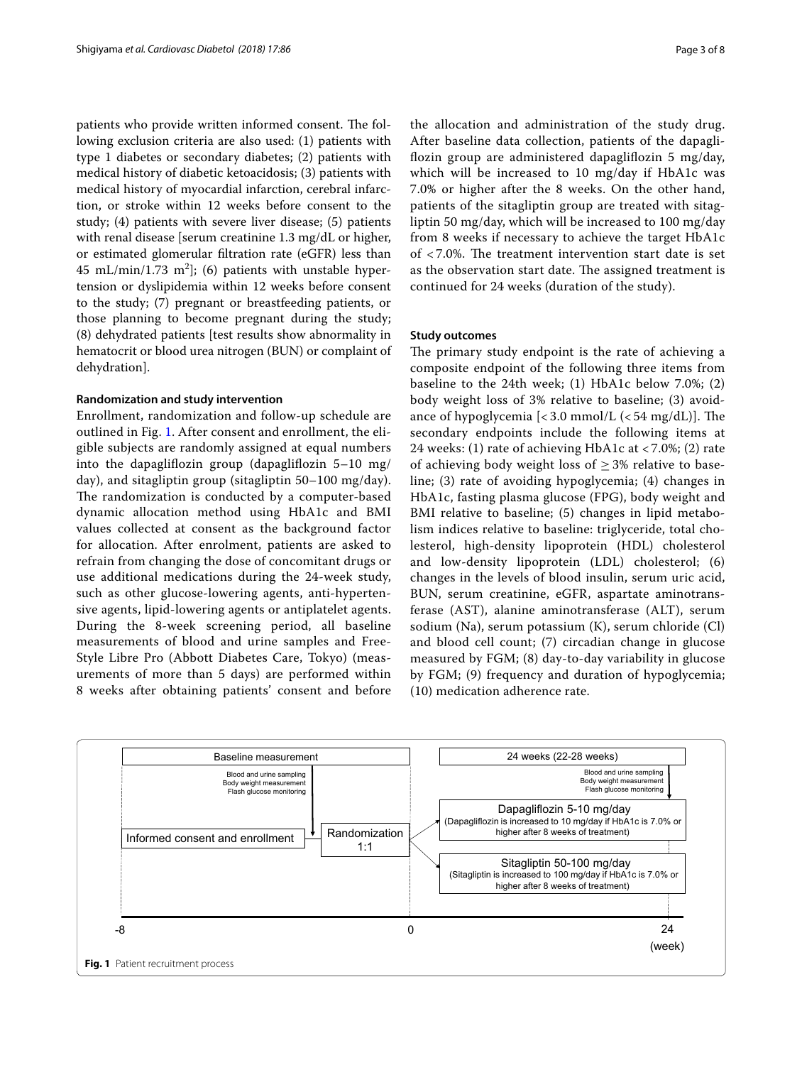patients who provide written informed consent. The following exclusion criteria are also used: (1) patients with type 1 diabetes or secondary diabetes; (2) patients with medical history of diabetic ketoacidosis; (3) patients with medical history of myocardial infarction, cerebral infarction, or stroke within 12 weeks before consent to the study; (4) patients with severe liver disease; (5) patients with renal disease [serum creatinine 1.3 mg/dL or higher, or estimated glomerular filtration rate (eGFR) less than 45 mL/min/1.73 $m^2$]; (6) patients with unstable hypertension or dyslipidemia within 12 weeks before consent to the study; (7) pregnant or breastfeeding patients, or those planning to become pregnant during the study; (8) dehydrated patients [test results show abnormality in hematocrit or blood urea nitrogen (BUN) or complaint of dehydration].

### Randomization and study intervention

Enrollment, randomization and follow-up schedule are outlined in Fig. 1. After consent and enrollment, the eligible subjects are randomly assigned at equal numbers into the dapagliflozin group (dapagliflozin 5–10 mg/day), and sitagliptin group (sitagliptin 50–100 mg/day). The randomization is conducted by a computer-based dynamic allocation method using HbA1c and BMI values collected at consent as the background factor for allocation. After enrolment, patients are asked to refrain from changing the dose of concomitant drugs or use additional medications during the 24-week study, such as other glucose-lowering agents, anti-hypertensive agents, lipid-lowering agents or antiplatelet agents. During the 8-week screening period, all baseline measurements of blood and urine samples and FreeStyle Libre Pro (Abbott Diabetes Care, Tokyo) (measurements of more than 5 days) are performed within 8 weeks after obtaining patients' consent and before the allocation and administration of the study drug. After baseline data collection, patients of the dapagliflozin group are administered dapagliflozin 5 mg/day, which will be increased to 10 mg/day if HbA1c was 7.0% or higher after the 8 weeks. On the other hand, patients of the sitagliptin group are treated with sitagliptin 50 mg/day, which will be increased to 100 mg/day from 8 weeks if necessary to achieve the target HbA1c of < 7.0%. The treatment intervention start date is set as the observation start date. The assigned treatment is continued for 24 weeks (duration of the study).

### Study outcomes

The primary study endpoint is the rate of achieving a composite endpoint of the following three items from baseline to the 24th week; (1) HbA1c below 7.0%; (2) body weight loss of 3% relative to baseline; (3) avoidance of hypoglycemia [< 3.0 mmol/L (< 54 mg/dL)]. The secondary endpoints include the following items at 24 weeks: (1) rate of achieving HbA1c at < 7.0%; (2) rate of achieving body weight loss of ≥ 3% relative to baseline; (3) rate of avoiding hypoglycemia; (4) changes in HbA1c, fasting plasma glucose (FPG), body weight and BMI relative to baseline; (5) changes in lipid metabolism indices relative to baseline: triglyceride, total cholesterol, high-density lipoprotein (HDL) cholesterol and low-density lipoprotein (LDL) cholesterol; (6) changes in the levels of blood insulin, serum uric acid, BUN, serum creatinine, eGFR, aspartate aminotransferase (AST), alanine aminotransferase (ALT), serum sodium (Na), serum potassium (K), serum chloride (Cl) and blood cell count; (7) circadian change in glucose measured by FGM; (8) day-to-day variability in glucose by FGM; (9) frequency and duration of hypoglycemia; (10) medication adherence rate.

Baseline measurement

Blood and urine sampling
Body weight measurement
Flash glucose monitoring

Informed consent and enrollment → Randomization 1:1

24 weeks (22-28 weeks)

Blood and urine sampling
Body weight measurement
Flash glucose monitoring

Dapagliflozin 5-10 mg/day
(Dapagliflozin is increased to 10 mg/day if HbA1c is 7.0% or higher after 8 weeks of treatment)

Sitagliptin 50-100 mg/day
(Sitagliptin is increased to 100 mg/day if HbA1c is 7.0% or higher after 8 weeks of treatment)

-8 0 24 (week)

**Fig. 1** Patient recruitment process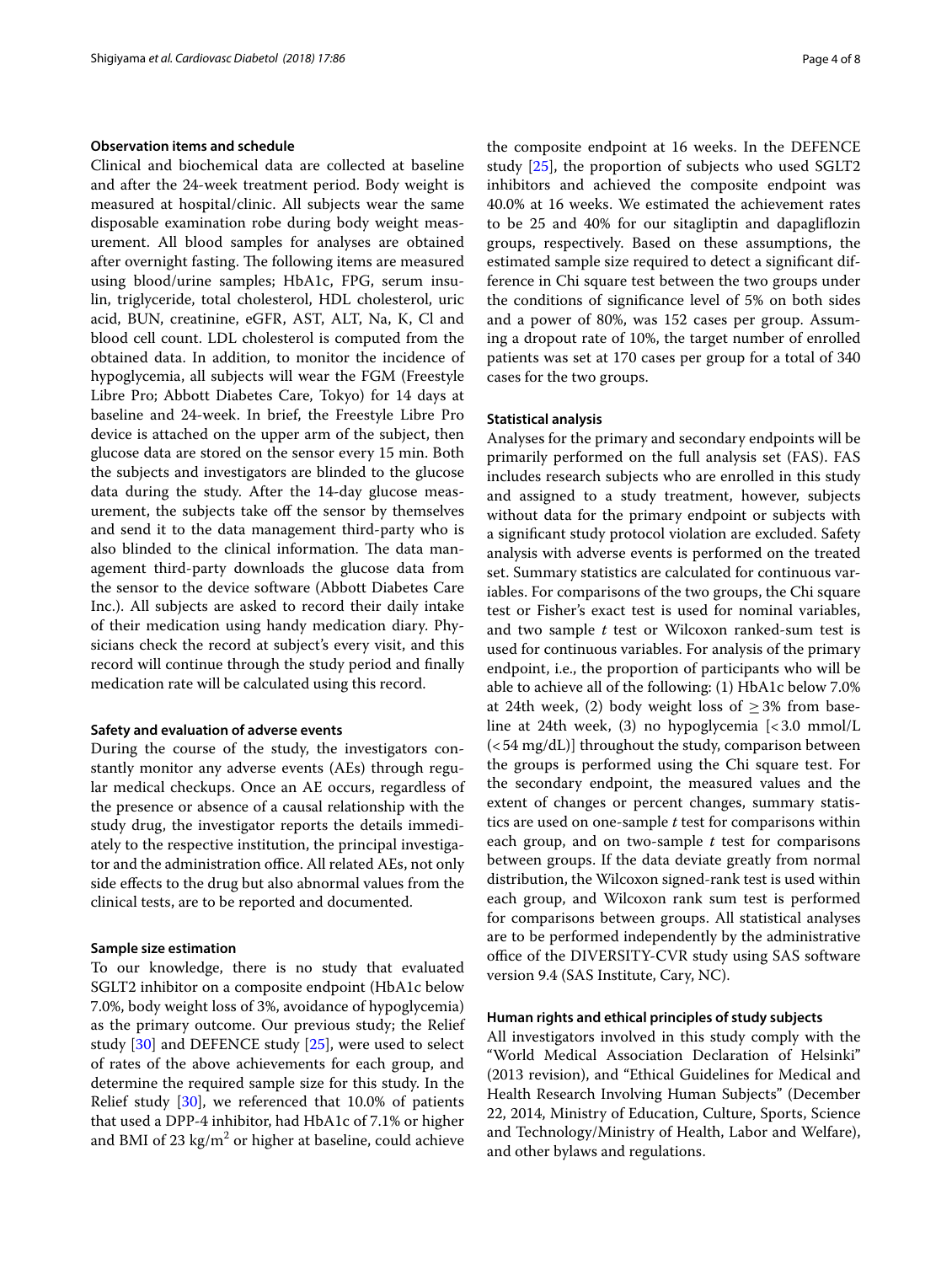### Observation items and schedule

Clinical and biochemical data are collected at baseline and after the 24-week treatment period. Body weight is measured at hospital/clinic. All subjects wear the same disposable examination robe during body weight measurement. All blood samples for analyses are obtained after overnight fasting. The following items are measured using blood/urine samples; HbA1c, FPG, serum insulin, triglyceride, total cholesterol, HDL cholesterol, uric acid, BUN, creatinine, eGFR, AST, ALT, Na, K, Cl and blood cell count. LDL cholesterol is computed from the obtained data. In addition, to monitor the incidence of hypoglycemia, all subjects will wear the FGM (Freestyle Libre Pro; Abbott Diabetes Care, Tokyo) for 14 days at baseline and 24-week. In brief, the Freestyle Libre Pro device is attached on the upper arm of the subject, then glucose data are stored on the sensor every 15 min. Both the subjects and investigators are blinded to the glucose data during the study. After the 14-day glucose measurement, the subjects take off the sensor by themselves and send it to the data management third-party who is also blinded to the clinical information. The data management third-party downloads the glucose data from the sensor to the device software (Abbott Diabetes Care Inc.). All subjects are asked to record their daily intake of their medication using handy medication diary. Physicians check the record at subject's every visit, and this record will continue through the study period and finally medication rate will be calculated using this record.

### Safety and evaluation of adverse events

During the course of the study, the investigators constantly monitor any adverse events (AEs) through regular medical checkups. Once an AE occurs, regardless of the presence or absence of a causal relationship with the study drug, the investigator reports the details immediately to the respective institution, the principal investigator and the administration office. All related AEs, not only side effects to the drug but also abnormal values from the clinical tests, are to be reported and documented.

### Sample size estimation

To our knowledge, there is no study that evaluated SGLT2 inhibitor on a composite endpoint (HbA1c below 7.0%, body weight loss of 3%, avoidance of hypoglycemia) as the primary outcome. Our previous study; the Relief study [30] and DEFENCE study [25], were used to select of rates of the above achievements for each group, and determine the required sample size for this study. In the Relief study [30], we referenced that 10.0% of patients that used a DPP-4 inhibitor, had HbA1c of 7.1% or higher and BMI of 23 kg/m$^2$ or higher at baseline, could achieve the composite endpoint at 16 weeks. In the DEFENCE study [25], the proportion of subjects who used SGLT2 inhibitors and achieved the composite endpoint was 40.0% at 16 weeks. We estimated the achievement rates to be 25 and 40% for our sitagliptin and dapagliflozin groups, respectively. Based on these assumptions, the estimated sample size required to detect a significant difference in Chi square test between the two groups under the conditions of significance level of 5% on both sides and a power of 80%, was 152 cases per group. Assuming a dropout rate of 10%, the target number of enrolled patients was set at 170 cases per group for a total of 340 cases for the two groups.

### Statistical analysis

Analyses for the primary and secondary endpoints will be primarily performed on the full analysis set (FAS). FAS includes research subjects who are enrolled in this study and assigned to a study treatment, however, subjects without data for the primary endpoint or subjects with a significant study protocol violation are excluded. Safety analysis with adverse events is performed on the treated set. Summary statistics are calculated for continuous variables. For comparisons of the two groups, the Chi square test or Fisher's exact test is used for nominal variables, and two sample *t* test or Wilcoxon ranked-sum test is used for continuous variables. For analysis of the primary endpoint, i.e., the proportion of participants who will be able to achieve all of the following: (1) HbA1c below 7.0% at 24th week, (2) body weight loss of $\geq$ 3% from baseline at 24th week, (3) no hypoglycemia [< 3.0 mmol/L (< 54 mg/dL)] throughout the study, comparison between the groups is performed using the Chi square test. For the secondary endpoint, the measured values and the extent of changes or percent changes, summary statistics are used on one-sample *t* test for comparisons within each group, and on two-sample *t* test for comparisons between groups. If the data deviate greatly from normal distribution, the Wilcoxon signed-rank test is used within each group, and Wilcoxon rank sum test is performed for comparisons between groups. All statistical analyses are to be performed independently by the administrative office of the DIVERSITY-CVR study using SAS software version 9.4 (SAS Institute, Cary, NC).

### Human rights and ethical principles of study subjects

All investigators involved in this study comply with the "World Medical Association Declaration of Helsinki" (2013 revision), and "Ethical Guidelines for Medical and Health Research Involving Human Subjects" (December 22, 2014, Ministry of Education, Culture, Sports, Science and Technology/Ministry of Health, Labor and Welfare), and other bylaws and regulations.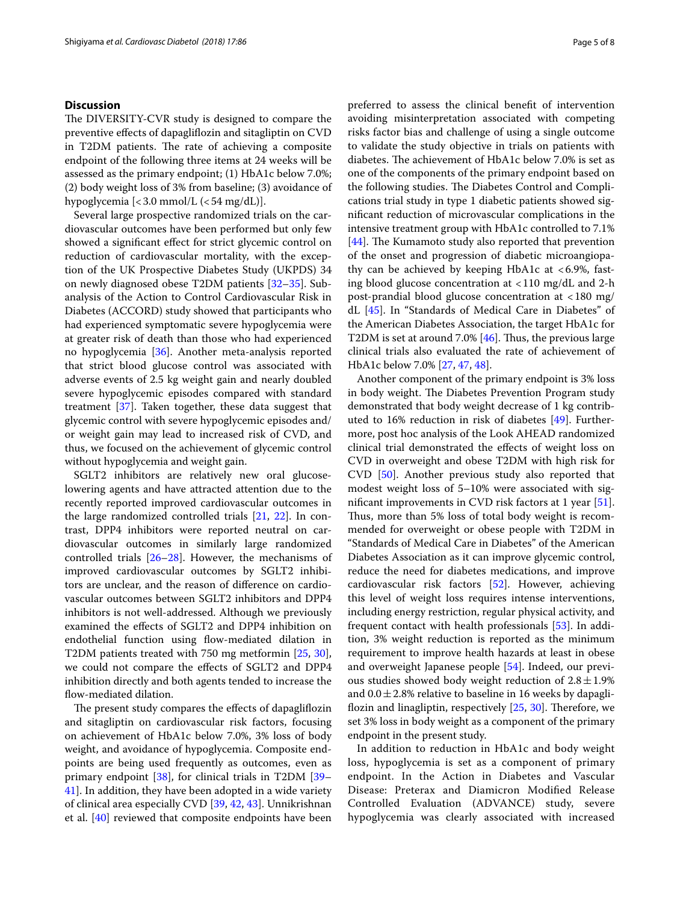## Discussion

The DIVERSITY-CVR study is designed to compare the preventive effects of dapagliflozin and sitagliptin on CVD in T2DM patients. The rate of achieving a composite endpoint of the following three items at 24 weeks will be assessed as the primary endpoint; (1) HbA1c below 7.0%; (2) body weight loss of 3% from baseline; (3) avoidance of hypoglycemia [< 3.0 mmol/L (< 54 mg/dL)].

Several large prospective randomized trials on the cardiovascular outcomes have been performed but only few showed a significant effect for strict glycemic control on reduction of cardiovascular mortality, with the exception of the UK Prospective Diabetes Study (UKPDS) 34 on newly diagnosed obese T2DM patients [32–35]. Subanalysis of the Action to Control Cardiovascular Risk in Diabetes (ACCORD) study showed that participants who had experienced symptomatic severe hypoglycemia were at greater risk of death than those who had experienced no hypoglycemia [36]. Another meta-analysis reported that strict blood glucose control was associated with adverse events of 2.5 kg weight gain and nearly doubled severe hypoglycemic episodes compared with standard treatment [37]. Taken together, these data suggest that glycemic control with severe hypoglycemic episodes and/or weight gain may lead to increased risk of CVD, and thus, we focused on the achievement of glycemic control without hypoglycemia and weight gain.

SGLT2 inhibitors are relatively new oral glucose-lowering agents and have attracted attention due to the recently reported improved cardiovascular outcomes in the large randomized controlled trials [21, 22]. In contrast, DPP4 inhibitors were reported neutral on cardiovascular outcomes in similarly large randomized controlled trials [26–28]. However, the mechanisms of improved cardiovascular outcomes by SGLT2 inhibitors are unclear, and the reason of difference on cardiovascular outcomes between SGLT2 inhibitors and DPP4 inhibitors is not well-addressed. Although we previously examined the effects of SGLT2 and DPP4 inhibition on endothelial function using flow-mediated dilation in T2DM patients treated with 750 mg metformin [25, 30], we could not compare the effects of SGLT2 and DPP4 inhibition directly and both agents tended to increase the flow-mediated dilation.

The present study compares the effects of dapagliflozin and sitagliptin on cardiovascular risk factors, focusing on achievement of HbA1c below 7.0%, 3% loss of body weight, and avoidance of hypoglycemia. Composite endpoints are being used frequently as outcomes, even as primary endpoint [38], for clinical trials in T2DM [39–41]. In addition, they have been adopted in a wide variety of clinical area especially CVD [39, 42, 43]. Unnikrishnan et al. [40] reviewed that composite endpoints have been preferred to assess the clinical benefit of intervention avoiding misinterpretation associated with competing risks factor bias and challenge of using a single outcome to validate the study objective in trials on patients with diabetes. The achievement of HbA1c below 7.0% is set as one of the components of the primary endpoint based on the following studies. The Diabetes Control and Complications trial study in type 1 diabetic patients showed significant reduction of microvascular complications in the intensive treatment group with HbA1c controlled to 7.1% [44]. The Kumamoto study also reported that prevention of the onset and progression of diabetic microangiopathy can be achieved by keeping HbA1c at < 6.9%, fasting blood glucose concentration at < 110 mg/dL and 2-h post-prandial blood glucose concentration at < 180 mg/dL [45]. In "Standards of Medical Care in Diabetes" of the American Diabetes Association, the target HbA1c for T2DM is set at around 7.0% [46]. Thus, the previous large clinical trials also evaluated the rate of achievement of HbA1c below 7.0% [27, 47, 48].

Another component of the primary endpoint is 3% loss in body weight. The Diabetes Prevention Program study demonstrated that body weight decrease of 1 kg contributed to 16% reduction in risk of diabetes [49]. Furthermore, post hoc analysis of the Look AHEAD randomized clinical trial demonstrated the effects of weight loss on CVD in overweight and obese T2DM with high risk for CVD [50]. Another previous study also reported that modest weight loss of 5–10% were associated with significant improvements in CVD risk factors at 1 year [51]. Thus, more than 5% loss of total body weight is recommended for overweight or obese people with T2DM in "Standards of Medical Care in Diabetes" of the American Diabetes Association as it can improve glycemic control, reduce the need for diabetes medications, and improve cardiovascular risk factors [52]. However, achieving this level of weight loss requires intense interventions, including energy restriction, regular physical activity, and frequent contact with health professionals [53]. In addition, 3% weight reduction is reported as the minimum requirement to improve health hazards at least in obese and overweight Japanese people [54]. Indeed, our previous studies showed body weight reduction of $2.8 \pm 1.9\%$ and $0.0 \pm 2.8\%$ relative to baseline in 16 weeks by dapagliflozin and linagliptin, respectively [25, 30]. Therefore, we set 3% loss in body weight as a component of the primary endpoint in the present study.

In addition to reduction in HbA1c and body weight loss, hypoglycemia is set as a component of primary endpoint. In the Action in Diabetes and Vascular Disease: Preterax and Diamicron Modified Release Controlled Evaluation (ADVANCE) study, severe hypoglycemia was clearly associated with increased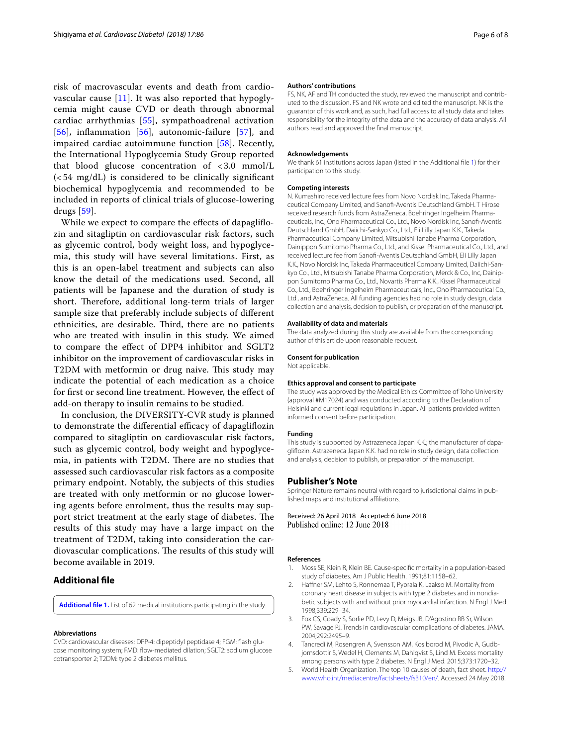risk of macrovascular events and death from cardiovascular cause [11]. It was also reported that hypoglycemia might cause CVD or death through abnormal cardiac arrhythmias [55], sympathoadrenal activation [56], inflammation [56], autonomic-failure [57], and impaired cardiac autoimmune function [58]. Recently, the International Hypoglycemia Study Group reported that blood glucose concentration of < 3.0 mmol/L (< 54 mg/dL) is considered to be clinically significant biochemical hypoglycemia and recommended to be included in reports of clinical trials of glucose-lowering drugs [59].

While we expect to compare the effects of dapagliflozin and sitagliptin on cardiovascular risk factors, such as glycemic control, body weight loss, and hypoglycemia, this study will have several limitations. First, as this is an open-label treatment and subjects can also know the detail of the medications used. Second, all patients will be Japanese and the duration of study is short. Therefore, additional long-term trials of larger sample size that preferably include subjects of different ethnicities, are desirable. Third, there are no patients who are treated with insulin in this study. We aimed to compare the effect of DPP4 inhibitor and SGLT2 inhibitor on the improvement of cardiovascular risks in T2DM with metformin or drug naive. This study may indicate the potential of each medication as a choice for first or second line treatment. However, the effect of add-on therapy to insulin remains to be studied.

In conclusion, the DIVERSITY-CVR study is planned to demonstrate the differential efficacy of dapagliflozin compared to sitagliptin on cardiovascular risk factors, such as glycemic control, body weight and hypoglycemia, in patients with T2DM. There are no studies that assessed such cardiovascular risk factors as a composite primary endpoint. Notably, the subjects of this studies are treated with only metformin or no glucose lowering agents before enrolment, thus the results may support strict treatment at the early stage of diabetes. The results of this study may have a large impact on the treatment of T2DM, taking into consideration the cardiovascular complications. The results of this study will become available in 2019.

## Additional file

**Additional file 1.** List of 62 medical institutions participating in the study.

#### Abbreviations

CVD: cardiovascular diseases; DPP-4: dipeptidyl peptidase 4; FGM: flash glucose monitoring system; FMD: flow-mediated dilation; SGLT2: sodium glucose cotransporter 2; T2DM: type 2 diabetes mellitus.

#### Authors' contributions

FS, NK, AF and TH conducted the study, reviewed the manuscript and contributed to the discussion. FS and NK wrote and edited the manuscript. NK is the guarantor of this work and, as such, had full access to all study data and takes responsibility for the integrity of the data and the accuracy of data analysis. All authors read and approved the final manuscript.

#### Acknowledgements

We thank 61 institutions across Japan (listed in the Additional file 1) for their participation to this study.

#### Competing interests

N. Kumashiro received lecture fees from Novo Nordisk Inc, Takeda Pharmaceutical Company Limited, and Sanofi-Aventis Deutschland GmbH. T Hirose received research funds from AstraZeneca, Boehringer Ingelheim Pharmaceuticals, Inc., Ono Pharmaceutical Co., Ltd., Novo Nordisk Inc, Sanofi-Aventis Deutschland GmbH, Daiichi-Sankyo Co., Ltd., Eli Lilly Japan K.K., Takeda Pharmaceutical Company Limited, Mitsubishi Tanabe Pharma Corporation, Dainippon Sumitomo Pharma Co., Ltd., and Kissei Pharmaceutical Co., Ltd., and received lecture fee from Sanofi-Aventis Deutschland GmbH, Eli Lilly Japan K.K., Novo Nordisk Inc, Takeda Pharmaceutical Company Limited, Daiichi-Sankyo Co., Ltd., Mitsubishi Tanabe Pharma Corporation, Merck & Co., Inc, Dainippon Sumitomo Pharma Co., Ltd., Novartis Pharma K.K., Kissei Pharmaceutical Co., Ltd., Boehringer Ingelheim Pharmaceuticals, Inc., Ono Pharmaceutical Co., Ltd., and AstraZeneca. All funding agencies had no role in study design, data collection and analysis, decision to publish, or preparation of the manuscript.

#### Availability of data and materials

The data analyzed during this study are available from the corresponding author of this article upon reasonable request.

#### Consent for publication

Not applicable.

#### Ethics approval and consent to participate

The study was approved by the Medical Ethics Committee of Toho University (approval #M17024) and was conducted according to the Declaration of Helsinki and current legal regulations in Japan. All patients provided written informed consent before participation.

#### Funding

This study is supported by Astrazeneca Japan K.K.; the manufacturer of dapagliflozin. Astrazeneca Japan K.K. had no role in study design, data collection and analysis, decision to publish, or preparation of the manuscript.

## Publisher's Note

Springer Nature remains neutral with regard to jurisdictional claims in published maps and institutional affiliations.

Received: 26 April 2018 Accepted: 6 June 2018
Published online: 12 June 2018

#### References

1. Moss SE, Klein R, Klein BE. Cause-specific mortality in a population-based study of diabetes. Am J Public Health. 1991;81:1158–62.
2. Haffner SM, Lehto S, Ronnemaa T, Pyorala K, Laakso M. Mortality from coronary heart disease in subjects with type 2 diabetes and in nondiabetic subjects with and without prior myocardial infarction. N Engl J Med. 1998;339:229–34.
3. Fox CS, Coady S, Sorlie PD, Levy D, Meigs JB, D'Agostino RB Sr, Wilson PW, Savage PJ. Trends in cardiovascular complications of diabetes. JAMA. 2004;292:2495–9.
4. Tancredi M, Rosengren A, Svensson AM, Kosiborod M, Pivodic A, Gudbjornsdottir S, Wedel H, Clements M, Dahlqvist S, Lind M. Excess mortality among persons with type 2 diabetes. N Engl J Med. 2015;373:1720–32.
5. World Health Organization. The top 10 causes of death, fact sheet. http://www.who.int/mediacentre/factsheets/fs310/en/. Accessed 24 May 2018.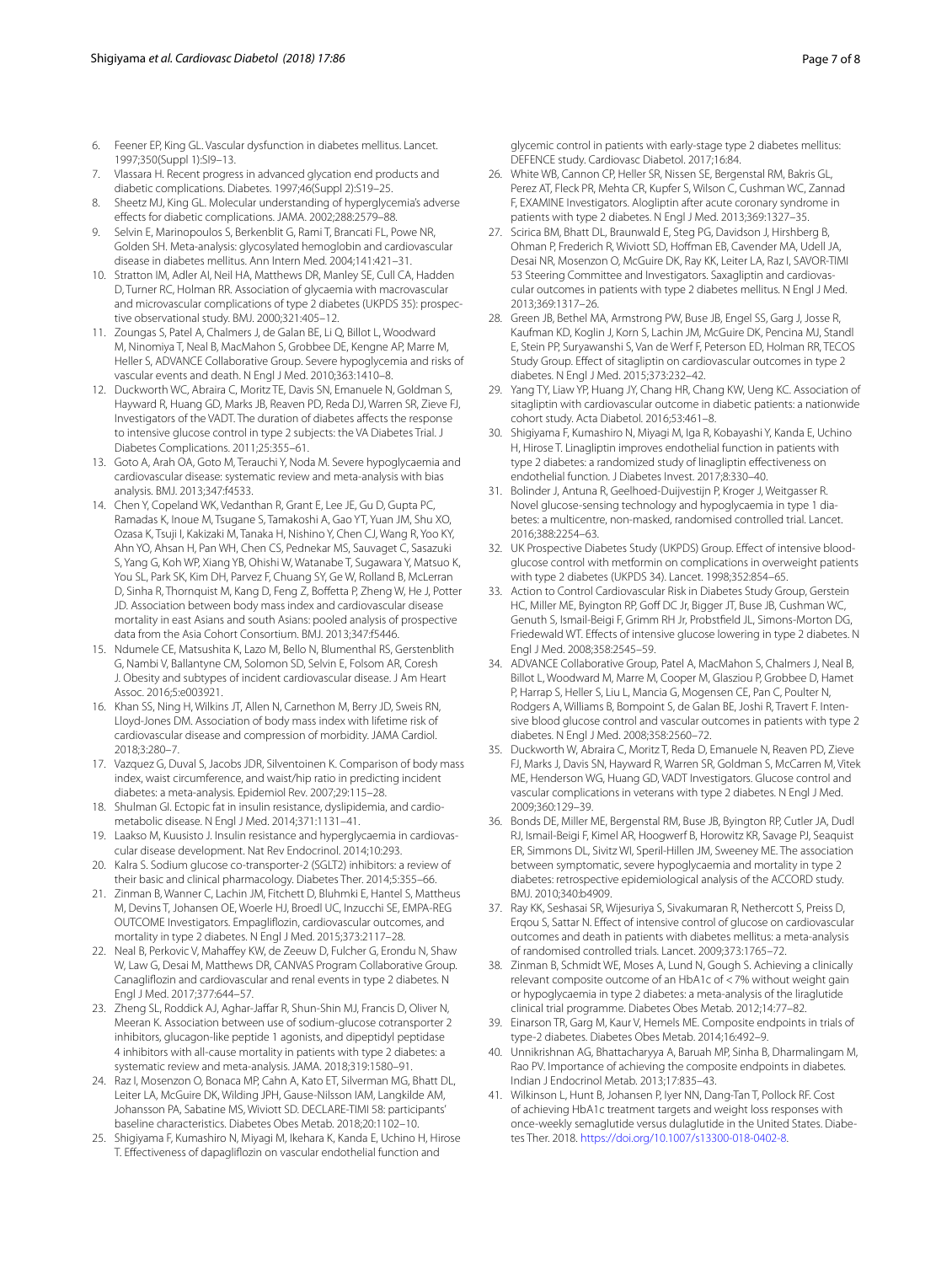6. Feener EP, King GL. Vascular dysfunction in diabetes mellitus. Lancet. 1997;350(Suppl 1):SI9–13.
7. Vlassara H. Recent progress in advanced glycation end products and diabetic complications. Diabetes. 1997;46(Suppl 2):S19–25.
8. Sheetz MJ, King GL. Molecular understanding of hyperglycemia's adverse effects for diabetic complications. JAMA. 2002;288:2579–88.
9. Selvin E, Marinopoulos S, Berkenblit G, Rami T, Brancati FL, Powe NR, Golden SH. Meta-analysis: glycosylated hemoglobin and cardiovascular disease in diabetes mellitus. Ann Intern Med. 2004;141:421–31.
10. Stratton IM, Adler AI, Neil HA, Matthews DR, Manley SE, Cull CA, Hadden D, Turner RC, Holman RR. Association of glycaemia with macrovascular and microvascular complications of type 2 diabetes (UKPDS 35): prospective observational study. BMJ. 2000;321:405–12.
11. Zoungas S, Patel A, Chalmers J, de Galan BE, Li Q, Billot L, Woodward M, Ninomiya T, Neal B, MacMahon S, Grobbee DE, Kengne AP, Marre M, Heller S, ADVANCE Collaborative Group. Severe hypoglycemia and risks of vascular events and death. N Engl J Med. 2010;363:1410–8.
12. Duckworth WC, Abraira C, Moritz TE, Davis SN, Emanuele N, Goldman S, Hayward R, Huang GD, Marks JB, Reaven PD, Reda DJ, Warren SR, Zieve FJ, Investigators of the VADT. The duration of diabetes affects the response to intensive glucose control in type 2 subjects: the VA Diabetes Trial. J Diabetes Complications. 2011;25:355–61.
13. Goto A, Arah OA, Goto M, Terauchi Y, Noda M. Severe hypoglycaemia and cardiovascular disease: systematic review and meta-analysis with bias analysis. BMJ. 2013;347:f4533.
14. Chen Y, Copeland WK, Vedanthan R, Grant E, Lee JE, Gu D, Gupta PC, Ramadas K, Inoue M, Tsugane S, Tamakoshi A, Gao YT, Yuan JM, Shu XO, Ozasa K, Tsuji I, Kakizaki M, Tanaka H, Nishino Y, Chen CJ, Wang R, Yoo KY, Ahn YO, Ahsan H, Pan WH, Chen CS, Pednekar MS, Sauvaget C, Sasazuki S, Yang G, Koh WP, Xiang YB, Ohishi W, Watanabe T, Sugawara Y, Matsuo K, You SL, Park SK, Kim DH, Parvez F, Chuang SY, Ge W, Rolland B, McLerran D, Sinha R, Thornquist M, Kang D, Feng Z, Boffetta P, Zheng W, He J, Potter JD. Association between body mass index and cardiovascular disease mortality in east Asians and south Asians: pooled analysis of prospective data from the Asia Cohort Consortium. BMJ. 2013;347:f5446.
15. Ndumele CE, Matsushita K, Lazo M, Bello N, Blumenthal RS, Gerstenblith G, Nambi V, Ballantyne CM, Solomon SD, Selvin E, Folsom AR, Coresh J. Obesity and subtypes of incident cardiovascular disease. J Am Heart Assoc. 2016;5:e003921.
16. Khan SS, Ning H, Wilkins JT, Allen N, Carnethon M, Berry JD, Sweis RN, Lloyd-Jones DM. Association of body mass index with lifetime risk of cardiovascular disease and compression of morbidity. JAMA Cardiol. 2018;3:280–7.
17. Vazquez G, Duval S, Jacobs JDR, Silventoinen K. Comparison of body mass index, waist circumference, and waist/hip ratio in predicting incident diabetes: a meta-analysis. Epidemiol Rev. 2007;29:115–28.
18. Shulman GI. Ectopic fat in insulin resistance, dyslipidemia, and cardiometabolic disease. N Engl J Med. 2014;371:1131–41.
19. Laakso M, Kuusisto J. Insulin resistance and hyperglycaemia in cardiovascular disease development. Nat Rev Endocrinol. 2014;10:293.
20. Kalra S. Sodium glucose co-transporter-2 (SGLT2) inhibitors: a review of their basic and clinical pharmacology. Diabetes Ther. 2014;5:355–66.
21. Zinman B, Wanner C, Lachin JM, Fitchett D, Bluhmki E, Hantel S, Mattheus M, Devins T, Johansen OE, Woerle HJ, Broedl UC, Inzucchi SE, EMPA-REG OUTCOME Investigators. Empagliflozin, cardiovascular outcomes, and mortality in type 2 diabetes. N Engl J Med. 2015;373:2117–28.
22. Neal B, Perkovic V, Mahaffey KW, de Zeeuw D, Fulcher G, Erondu N, Shaw W, Law G, Desai M, Matthews DR, CANVAS Program Collaborative Group. Canagliflozin and cardiovascular and renal events in type 2 diabetes. N Engl J Med. 2017;377:644–57.
23. Zheng SL, Roddick AJ, Aghar-Jaffar R, Shun-Shin MJ, Francis D, Oliver N, Meeran K. Association between use of sodium-glucose cotransporter 2 inhibitors, glucagon-like peptide 1 agonists, and dipeptidyl peptidase 4 inhibitors with all-cause mortality in patients with type 2 diabetes: a systematic review and meta-analysis. JAMA. 2018;319:1580–91.
24. Raz I, Mosenzon O, Bonaca MP, Cahn A, Kato ET, Silverman MG, Bhatt DL, Leiter LA, McGuire DK, Wilding JPH, Gause-Nilsson IAM, Langkilde AM, Johansson PA, Sabatine MS, Wiviott SD. DECLARE-TIMI 58: participants' baseline characteristics. Diabetes Obes Metab. 2018;20:1102–10.
25. Shigiyama F, Kumashiro N, Miyagi M, Ikehara K, Kanda E, Uchino H, Hirose T. Effectiveness of dapagliflozin on vascular endothelial function and glycemic control in patients with early-stage type 2 diabetes mellitus: DEFENCE study. Cardiovasc Diabetol. 2017;16:84.
26. White WB, Cannon CP, Heller SR, Nissen SE, Bergenstal RM, Bakris GL, Perez AT, Fleck PR, Mehta CR, Kupfer S, Wilson C, Cushman WC, Zannad F, EXAMINE Investigators. Alogliptin after acute coronary syndrome in patients with type 2 diabetes. N Engl J Med. 2013;369:1327–35.
27. Scirica BM, Bhatt DL, Braunwald E, Steg PG, Davidson J, Hirshberg B, Ohman P, Frederich R, Wiviott SD, Hoffman EB, Cavender MA, Udell JA, Desai NR, Mosenzon O, McGuire DK, Ray KK, Leiter LA, Raz I, SAVOR-TIMI 53 Steering Committee and Investigators. Saxagliptin and cardiovascular outcomes in patients with type 2 diabetes mellitus. N Engl J Med. 2013;369:1317–26.
28. Green JB, Bethel MA, Armstrong PW, Buse JB, Engel SS, Garg J, Josse R, Kaufman KD, Koglin J, Korn S, Lachin JM, McGuire DK, Pencina MJ, Standl E, Stein PP, Suryawanshi S, Van de Werf F, Peterson ED, Holman RR, TECOS Study Group. Effect of sitagliptin on cardiovascular outcomes in type 2 diabetes. N Engl J Med. 2015;373:232–42.
29. Yang TY, Liaw YP, Huang JY, Chang HR, Chang KW, Ueng KC. Association of sitagliptin with cardiovascular outcome in diabetic patients: a nationwide cohort study. Acta Diabetol. 2016;53:461–8.
30. Shigiyama F, Kumashiro N, Miyagi M, Iga R, Kobayashi Y, Kanda E, Uchino H, Hirose T. Linagliptin improves endothelial function in patients with type 2 diabetes: a randomized study of linagliptin effectiveness on endothelial function. J Diabetes Invest. 2017;8:330–40.
31. Bolinder J, Antuna R, Geelhoed-Duijvestijn P, Kroger J, Weitgasser R. Novel glucose-sensing technology and hypoglycaemia in type 1 diabetes: a multicentre, non-masked, randomised controlled trial. Lancet. 2016;388:2254–63.
32. UK Prospective Diabetes Study (UKPDS) Group. Effect of intensive blood-glucose control with metformin on complications in overweight patients with type 2 diabetes (UKPDS 34). Lancet. 1998;352:854–65.
33. Action to Control Cardiovascular Risk in Diabetes Study Group, Gerstein HC, Miller ME, Byington RP, Goff DC Jr, Bigger JT, Buse JB, Cushman WC, Genuth S, Ismail-Beigi F, Grimm RH Jr, Probstfield JL, Simons-Morton DG, Friedewald WT. Effects of intensive glucose lowering in type 2 diabetes. N Engl J Med. 2008;358:2545–59.
34. ADVANCE Collaborative Group, Patel A, MacMahon S, Chalmers J, Neal B, Billot L, Woodward M, Marre M, Cooper M, Glasziou P, Grobbee D, Hamet P, Harrap S, Heller S, Liu L, Mancia G, Mogensen CE, Pan C, Poulter N, Rodgers A, Williams B, Bompoint S, de Galan BE, Joshi R, Travert F. Intensive blood glucose control and vascular outcomes in patients with type 2 diabetes. N Engl J Med. 2008;358:2560–72.
35. Duckworth W, Abraira C, Moritz T, Reda D, Emanuele N, Reaven PD, Zieve FJ, Marks J, Davis SN, Hayward R, Warren SR, Goldman S, McCarren M, Vitek ME, Henderson WG, Huang GD, VADT Investigators. Glucose control and vascular complications in veterans with type 2 diabetes. N Engl J Med. 2009;360:129–39.
36. Bonds DE, Miller ME, Bergenstal RM, Buse JB, Byington RP, Cutler JA, Dudl RJ, Ismail-Beigi F, Kimel AR, Hoogwerf B, Horowitz KR, Savage PJ, Seaquist ER, Simmons DL, Sivitz WI, Speril-Hillen JM, Sweeney ME. The association between symptomatic, severe hypoglycaemia and mortality in type 2 diabetes: retrospective epidemiological analysis of the ACCORD study. BMJ. 2010;340:b4909.
37. Ray KK, Seshasai SR, Wijesuriya S, Sivakumaran R, Nethercott S, Preiss D, Erqou S, Sattar N. Effect of intensive control of glucose on cardiovascular outcomes and death in patients with diabetes mellitus: a meta-analysis of randomised controlled trials. Lancet. 2009;373:1765–72.
38. Zinman B, Schmidt WE, Moses A, Lund N, Gough S. Achieving a clinically relevant composite outcome of an HbA1c of < 7% without weight gain or hypoglycaemia in type 2 diabetes: a meta-analysis of the liraglutide clinical trial programme. Diabetes Obes Metab. 2012;14:77–82.
39. Einarson TR, Garg M, Kaur V, Hemels ME. Composite endpoints in trials of type-2 diabetes. Diabetes Obes Metab. 2014;16:492–9.
40. Unnikrishnan AG, Bhattacharyya A, Baruah MP, Sinha B, Dharmalingam M, Rao PV. Importance of achieving the composite endpoints in diabetes. Indian J Endocrinol Metab. 2013;17:835–43.
41. Wilkinson L, Hunt B, Johansen P, Iyer NN, Dang-Tan T, Pollock RF. Cost of achieving HbA1c treatment targets and weight loss responses with once-weekly semaglutide versus dulaglutide in the United States. Diabetes Ther. 2018. https://doi.org/10.1007/s13300-018-0402-8.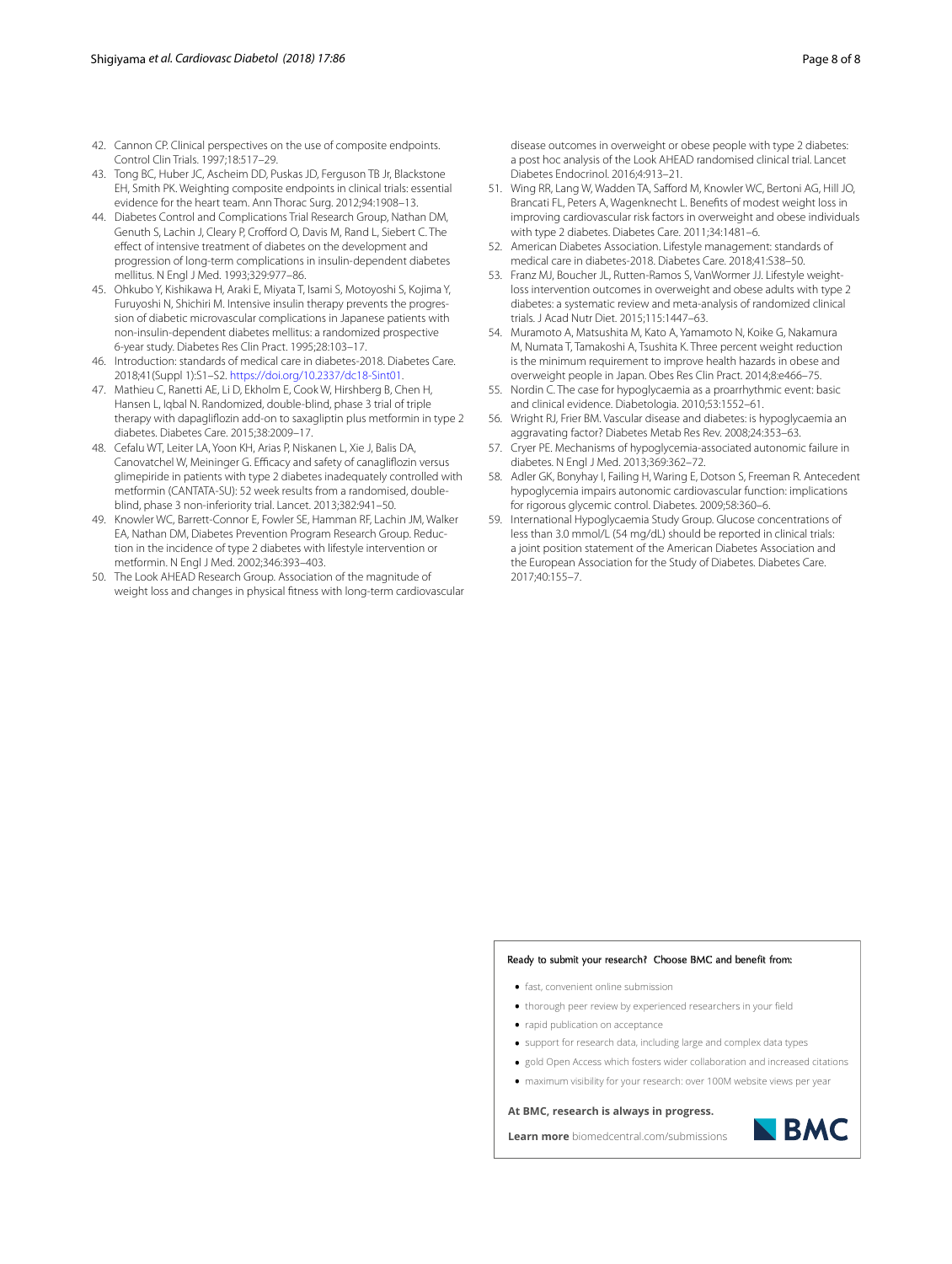42. Cannon CP. Clinical perspectives on the use of composite endpoints. Control Clin Trials. 1997;18:517–29.
43. Tong BC, Huber JC, Ascheim DD, Puskas JD, Ferguson TB Jr, Blackstone EH, Smith PK. Weighting composite endpoints in clinical trials: essential evidence for the heart team. Ann Thorac Surg. 2012;94:1908–13.
44. Diabetes Control and Complications Trial Research Group, Nathan DM, Genuth S, Lachin J, Cleary P, Crofford O, Davis M, Rand L, Siebert C. The effect of intensive treatment of diabetes on the development and progression of long-term complications in insulin-dependent diabetes mellitus. N Engl J Med. 1993;329:977–86.
45. Ohkubo Y, Kishikawa H, Araki E, Miyata T, Isami S, Motoyoshi S, Kojima Y, Furuyoshi N, Shichiri M. Intensive insulin therapy prevents the progression of diabetic microvascular complications in Japanese patients with non-insulin-dependent diabetes mellitus: a randomized prospective 6-year study. Diabetes Res Clin Pract. 1995;28:103–17.
46. Introduction: standards of medical care in diabetes-2018. Diabetes Care. 2018;41(Suppl 1):S1–S2. https://doi.org/10.2337/dc18-Sint01.
47. Mathieu C, Ranetti AE, Li D, Ekholm E, Cook W, Hirshberg B, Chen H, Hansen L, Iqbal N. Randomized, double-blind, phase 3 trial of triple therapy with dapagliflozin add-on to saxagliptin plus metformin in type 2 diabetes. Diabetes Care. 2015;38:2009–17.
48. Cefalu WT, Leiter LA, Yoon KH, Arias P, Niskanen L, Xie J, Balis DA, Canovatchel W, Meininger G. Efficacy and safety of canagliflozin versus glimepiride in patients with type 2 diabetes inadequately controlled with metformin (CANTATA-SU): 52 week results from a randomised, double-blind, phase 3 non-inferiority trial. Lancet. 2013;382:941–50.
49. Knowler WC, Barrett-Connor E, Fowler SE, Hamman RF, Lachin JM, Walker EA, Nathan DM, Diabetes Prevention Program Research Group. Reduction in the incidence of type 2 diabetes with lifestyle intervention or metformin. N Engl J Med. 2002;346:393–403.
50. The Look AHEAD Research Group. Association of the magnitude of weight loss and changes in physical fitness with long-term cardiovascular disease outcomes in overweight or obese people with type 2 diabetes: a post hoc analysis of the Look AHEAD randomised clinical trial. Lancet Diabetes Endocrinol. 2016;4:913–21.
51. Wing RR, Lang W, Wadden TA, Safford M, Knowler WC, Bertoni AG, Hill JO, Brancati FL, Peters A, Wagenknecht L. Benefits of modest weight loss in improving cardiovascular risk factors in overweight and obese individuals with type 2 diabetes. Diabetes Care. 2011;34:1481–6.
52. American Diabetes Association. Lifestyle management: standards of medical care in diabetes-2018. Diabetes Care. 2018;41:S38–50.
53. Franz MJ, Boucher JL, Rutten-Ramos S, VanWormer JJ. Lifestyle weight-loss intervention outcomes in overweight and obese adults with type 2 diabetes: a systematic review and meta-analysis of randomized clinical trials. J Acad Nutr Diet. 2015;115:1447–63.
54. Muramoto A, Matsushita M, Kato A, Yamamoto N, Koike G, Nakamura M, Numata T, Tamakoshi A, Tsushita K. Three percent weight reduction is the minimum requirement to improve health hazards in obese and overweight people in Japan. Obes Res Clin Pract. 2014;8:e466–75.
55. Nordin C. The case for hypoglycaemia as a proarrhythmic event: basic and clinical evidence. Diabetologia. 2010;53:1552–61.
56. Wright RJ, Frier BM. Vascular disease and diabetes: is hypoglycaemia an aggravating factor? Diabetes Metab Res Rev. 2008;24:353–63.
57. Cryer PE. Mechanisms of hypoglycemia-associated autonomic failure in diabetes. N Engl J Med. 2013;369:362–72.
58. Adler GK, Bonyhay I, Failing H, Waring E, Dotson S, Freeman R. Antecedent hypoglycemia impairs autonomic cardiovascular function: implications for rigorous glycemic control. Diabetes. 2009;58:360–6.
59. International Hypoglycaemia Study Group. Glucose concentrations of less than 3.0 mmol/L (54 mg/dL) should be reported in clinical trials: a joint position statement of the American Diabetes Association and the European Association for the Study of Diabetes. Diabetes Care. 2017;40:155–7.

Ready to submit your research? Choose BMC and benefit from:

- fast, convenient online submission
- thorough peer review by experienced researchers in your field
- rapid publication on acceptance
- support for research data, including large and complex data types
- gold Open Access which fosters wider collaboration and increased citations
- maximum visibility for your research: over 100M website views per year

**At BMC, research is always in progress.**

**Learn more** biomedcentral.com/submissions

BMC